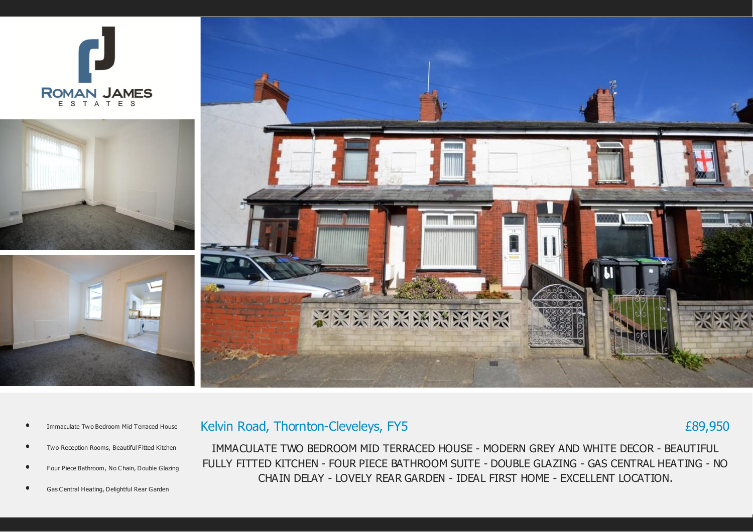ROMAN JAMES
ESTATES

- Immaculate Two Bedroom Mid Terraced House
- Two Reception Rooms, Beautiful Fitted Kitchen
- Four Piece Bathroom, No Chain, Double Glazing
- Gas Central Heating, Delightful Rear Garden

## Kelvin Road, Thornton-Cleveleys, FY5

£89,950

IMMACULATE TWO BEDROOM MID TERRACED HOUSE - MODERN GREY AND WHITE DECOR - BEAUTIFUL FULLY FITTED KITCHEN - FOUR PIECE BATHROOM SUITE - DOUBLE GLAZING - GAS CENTRAL HEATING - NO CHAIN DELAY - LOVELY REAR GARDEN - IDEAL FIRST HOME - EXCELLENT LOCATION.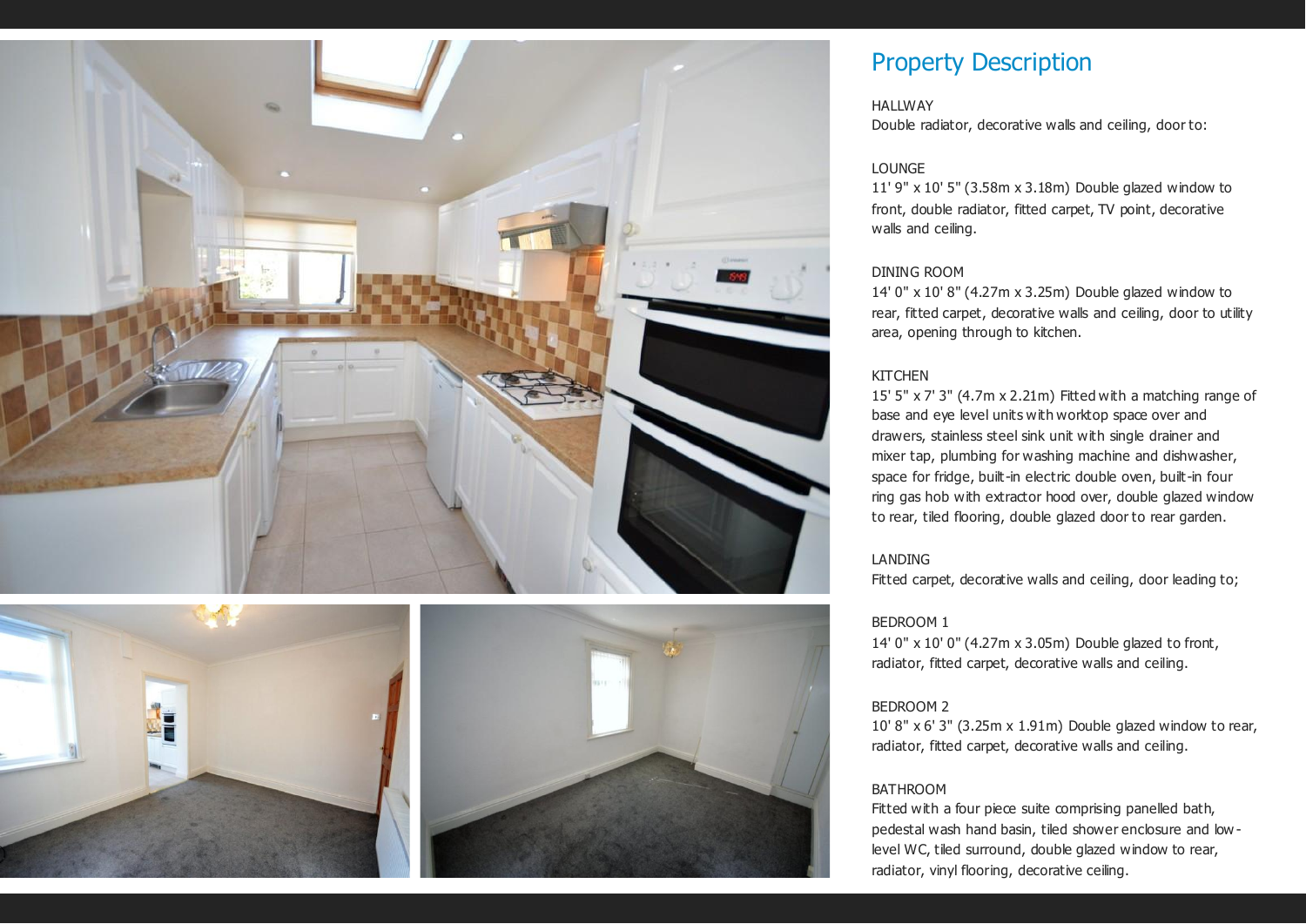## Property Description

HALLWAY
Double radiator, decorative walls and ceiling, door to:

LOUNGE
11' 9" x 10' 5" (3.58m x 3.18m) Double glazed window to front, double radiator, fitted carpet, TV point, decorative walls and ceiling.

DINING ROOM
14' 0" x 10' 8" (4.27m x 3.25m) Double glazed window to rear, fitted carpet, decorative walls and ceiling, door to utility area, opening through to kitchen.

KITCHEN
15' 5" x 7' 3" (4.7m x 2.21m) Fitted with a matching range of base and eye level units with worktop space over and drawers, stainless steel sink unit with single drainer and mixer tap, plumbing for washing machine and dishwasher, space for fridge, built-in electric double oven, built-in four ring gas hob with extractor hood over, double glazed window to rear, tiled flooring, double glazed door to rear garden.

LANDING
Fitted carpet, decorative walls and ceiling, door leading to;

BEDROOM 1
14' 0" x 10' 0" (4.27m x 3.05m) Double glazed to front, radiator, fitted carpet, decorative walls and ceiling.

BEDROOM 2
10' 8" x 6' 3" (3.25m x 1.91m) Double glazed window to rear, radiator, fitted carpet, decorative walls and ceiling.

BATHROOM
Fitted with a four piece suite comprising panelled bath, pedestal wash hand basin, tiled shower enclosure and low-level WC, tiled surround, double glazed window to rear, radiator, vinyl flooring, decorative ceiling.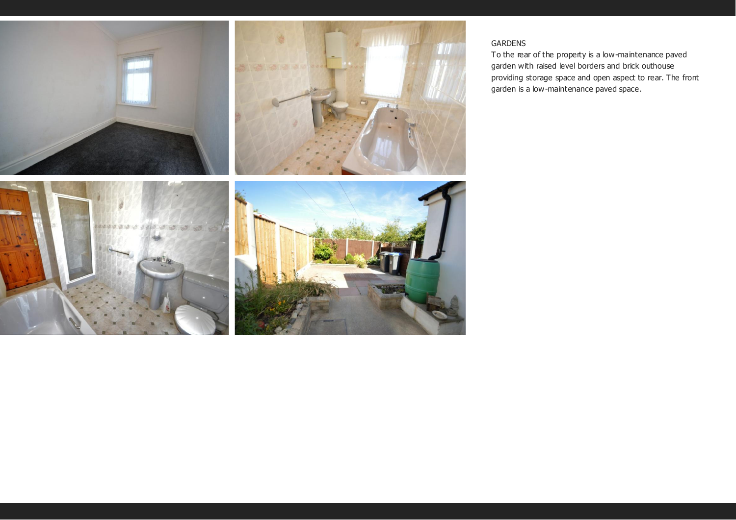GARDENS

To the rear of the property is a low-maintenance paved garden with raised level borders and brick outhouse providing storage space and open aspect to rear. The front garden is a low-maintenance paved space.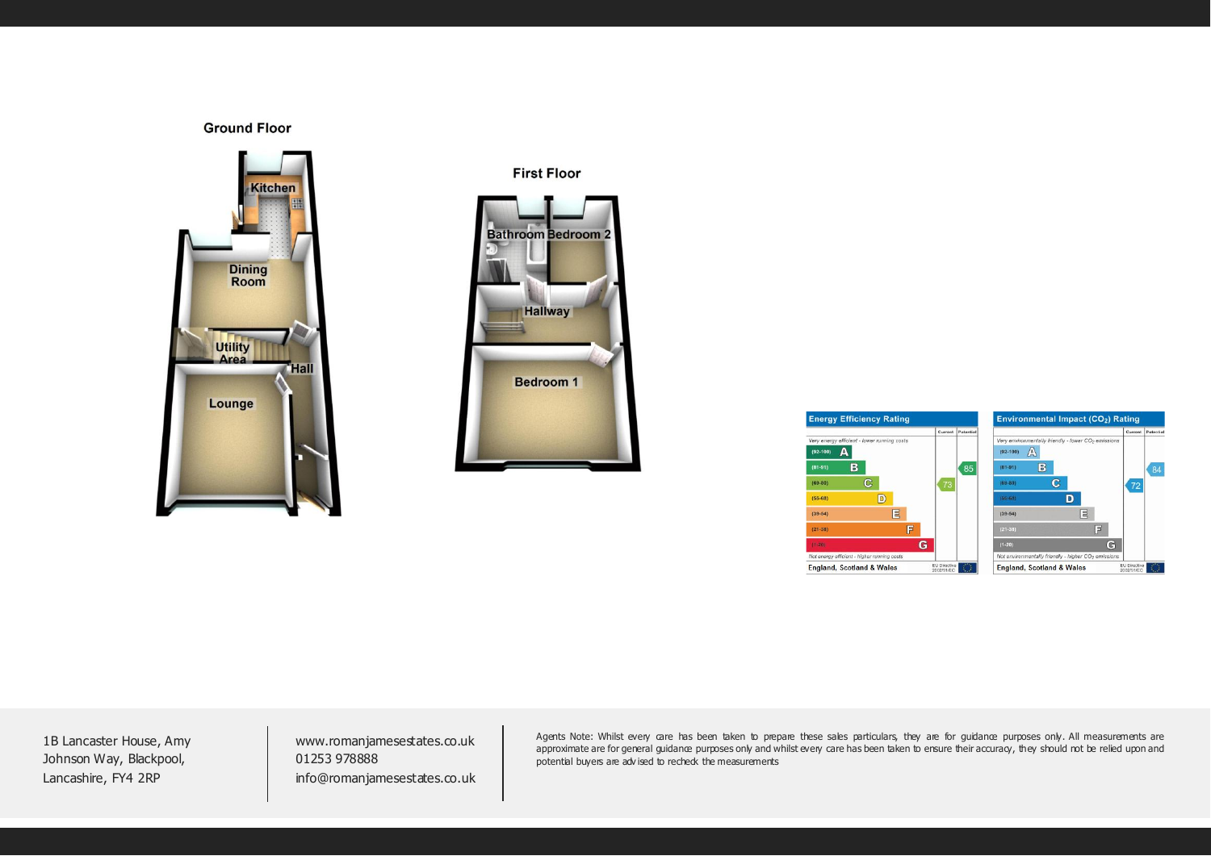## Ground Floor

Kitchen

Dining Room

Utility Area

Hall

Lounge

## First Floor

Bathroom

Bedroom 2

Hallway

Bedroom 1

**Energy Efficiency Rating**

Current | Potential

Very energy efficient - lower running costs

(92-100) A

(81-91) B

(69-80) C

(55-68) D

(39-54) E

(21-38) F

(1-20) G

Not energy efficient - higher running costs

73

85

England, Scotland & Wales

EU Directive 2002/91/EC

**Environmental Impact ($CO_2$) Rating**

Current | Potential

Very environmentally friendly - lower $CO_2$ emissions

(92-100) A

(81-91) B

(69-80) C

(55-68) D

(39-54) E

(21-38) F

(1-20) G

Not environmentally friendly - higher $CO_2$ emissions

72

84

England, Scotland & Wales

EU Directive 2002/91/EC

1B Lancaster House, Amy Johnson Way, Blackpool, Lancashire, FY4 2RP

www.romanjamesestates.co.uk
01253 978888
info@romanjamesestates.co.uk

Agents Note: Whilst every care has been taken to prepare these sales particulars, they are for guidance purposes only. All measurements are approximate are for general guidance purposes only and whilst every care has been taken to ensure their accuracy, they should not be relied upon and potential buyers are advised to recheck the measurements